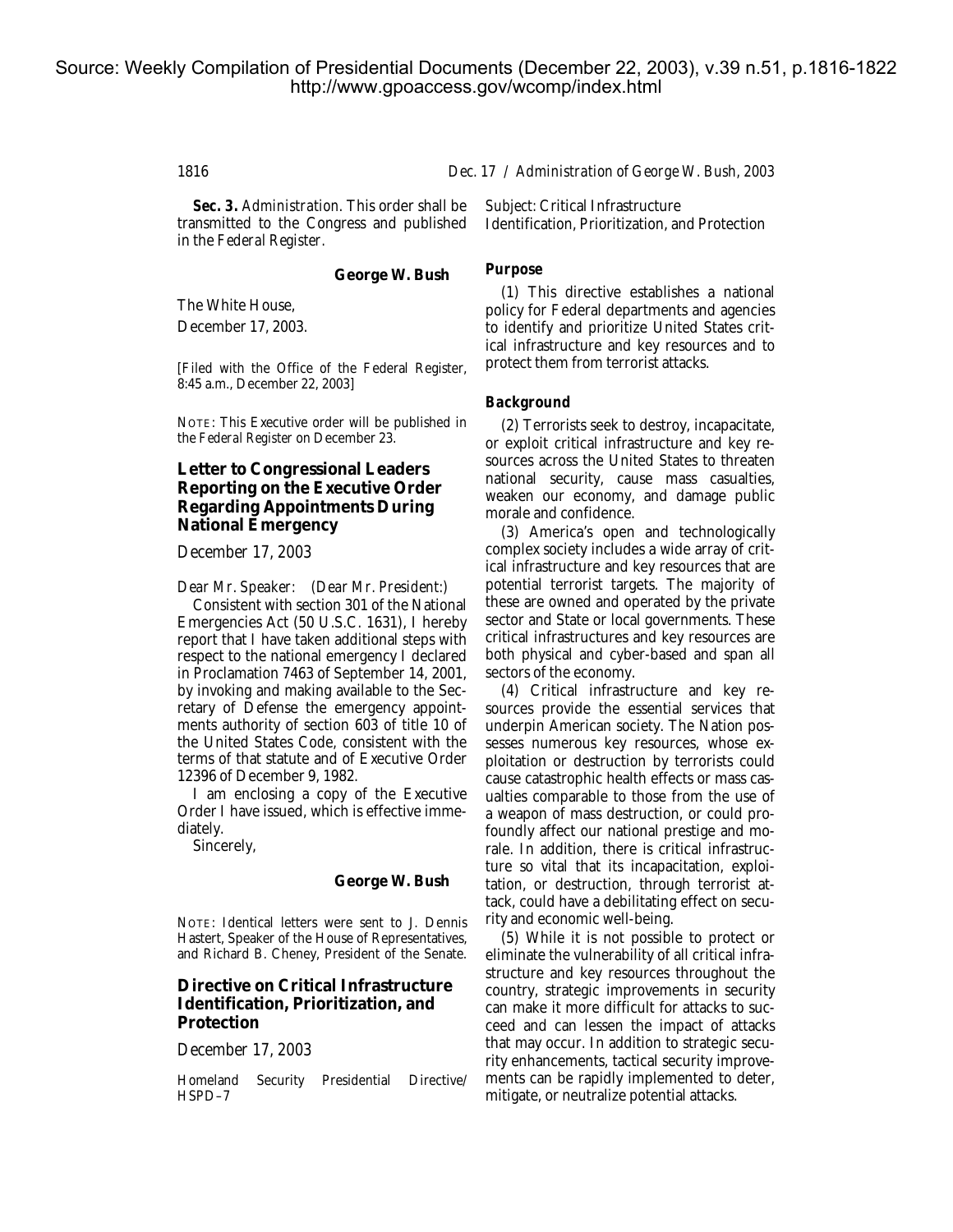Source: Weekly Compilation of Presidential Documents (December 22, 2003), v.39 n.51, p.1816-1822
http://www.gpoaccess.gov/wcomp/index.html

**Sec. 3.** *Administration.* This order shall be transmitted to the Congress and published in the *Federal Register.*

**George W. Bush**

The White House,
December 17, 2003.

[Filed with the Office of the Federal Register, 8:45 a.m., December 22, 2003]

NOTE: This Executive order will be published in the *Federal Register* on December 23.

## Letter to Congressional Leaders Reporting on the Executive Order Regarding Appointments During National Emergency

*December 17, 2003*

*Dear Mr. Speaker: (Dear Mr. President:)*

Consistent with section 301 of the National Emergencies Act (50 U.S.C. 1631), I hereby report that I have taken additional steps with respect to the national emergency I declared in Proclamation 7463 of September 14, 2001, by invoking and making available to the Secretary of Defense the emergency appointments authority of section 603 of title 10 of the United States Code, consistent with the terms of that statute and of Executive Order 12396 of December 9, 1982.

I am enclosing a copy of the Executive Order I have issued, which is effective immediately.

Sincerely,

**George W. Bush**

NOTE: Identical letters were sent to J. Dennis Hastert, Speaker of the House of Representatives, and Richard B. Cheney, President of the Senate.

## Directive on Critical Infrastructure Identification, Prioritization, and Protection

*December 17, 2003*

Homeland Security Presidential Directive/HSPD–7

*Subject:* Critical Infrastructure Identification, Prioritization, and Protection

### *Purpose*

(1) This directive establishes a national policy for Federal departments and agencies to identify and prioritize United States critical infrastructure and key resources and to protect them from terrorist attacks.

### *Background*

(2) Terrorists seek to destroy, incapacitate, or exploit critical infrastructure and key resources across the United States to threaten national security, cause mass casualties, weaken our economy, and damage public morale and confidence.

(3) America's open and technologically complex society includes a wide array of critical infrastructure and key resources that are potential terrorist targets. The majority of these are owned and operated by the private sector and State or local governments. These critical infrastructures and key resources are both physical and cyber-based and span all sectors of the economy.

(4) Critical infrastructure and key resources provide the essential services that underpin American society. The Nation possesses numerous key resources, whose exploitation or destruction by terrorists could cause catastrophic health effects or mass casualties comparable to those from the use of a weapon of mass destruction, or could profoundly affect our national prestige and morale. In addition, there is critical infrastructure so vital that its incapacitation, exploitation, or destruction, through terrorist attack, could have a debilitating effect on security and economic well-being.

(5) While it is not possible to protect or eliminate the vulnerability of all critical infrastructure and key resources throughout the country, strategic improvements in security can make it more difficult for attacks to succeed and can lessen the impact of attacks that may occur. In addition to strategic security enhancements, tactical security improvements can be rapidly implemented to deter, mitigate, or neutralize potential attacks.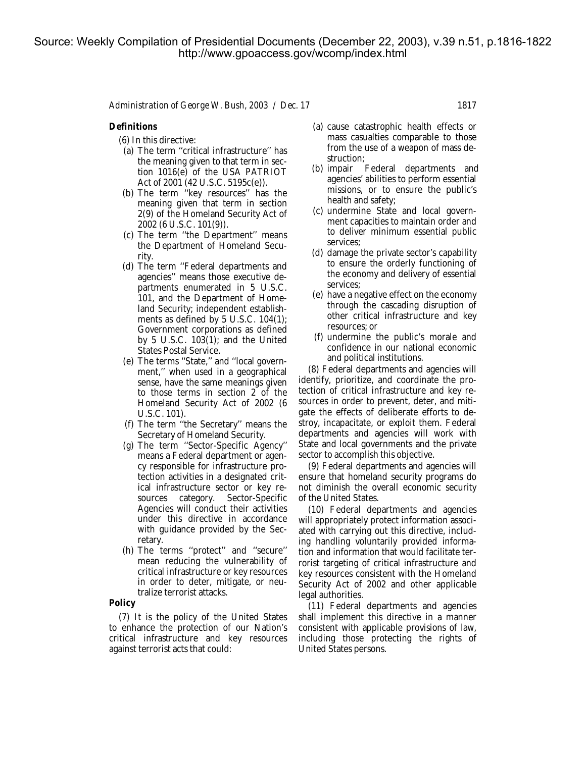### Definitions

(6) In this directive:

(a) The term "critical infrastructure" has the meaning given to that term in section 1016(e) of the USA PATRIOT Act of 2001 (42 U.S.C. 5195c(e)).

(b) The term "key resources" has the meaning given that term in section 2(9) of the Homeland Security Act of 2002 (6 U.S.C. 101(9)).

(c) The term "the Department" means the Department of Homeland Security.

(d) The term "Federal departments and agencies" means those executive departments enumerated in 5 U.S.C. 101, and the Department of Homeland Security; independent establishments as defined by 5 U.S.C. 104(1); Government corporations as defined by 5 U.S.C. 103(1); and the United States Postal Service.

(e) The terms "State," and "local government," when used in a geographical sense, have the same meanings given to those terms in section 2 of the Homeland Security Act of 2002 (6 U.S.C. 101).

(f) The term "the Secretary" means the Secretary of Homeland Security.

(g) The term "Sector-Specific Agency" means a Federal department or agency responsible for infrastructure protection activities in a designated critical infrastructure sector or key resources category. Sector-Specific Agencies will conduct their activities under this directive in accordance with guidance provided by the Secretary.

(h) The terms "protect" and "secure" mean reducing the vulnerability of critical infrastructure or key resources in order to deter, mitigate, or neutralize terrorist attacks.

### Policy

(7) It is the policy of the United States to enhance the protection of our Nation's critical infrastructure and key resources against terrorist acts that could:

(a) cause catastrophic health effects or mass casualties comparable to those from the use of a weapon of mass destruction;

(b) impair Federal departments and agencies' abilities to perform essential missions, or to ensure the public's health and safety;

(c) undermine State and local government capacities to maintain order and to deliver minimum essential public services;

(d) damage the private sector's capability to ensure the orderly functioning of the economy and delivery of essential services;

(e) have a negative effect on the economy through the cascading disruption of other critical infrastructure and key resources; or

(f) undermine the public's morale and confidence in our national economic and political institutions.

(8) Federal departments and agencies will identify, prioritize, and coordinate the protection of critical infrastructure and key resources in order to prevent, deter, and mitigate the effects of deliberate efforts to destroy, incapacitate, or exploit them. Federal departments and agencies will work with State and local governments and the private sector to accomplish this objective.

(9) Federal departments and agencies will ensure that homeland security programs do not diminish the overall economic security of the United States.

(10) Federal departments and agencies will appropriately protect information associated with carrying out this directive, including handling voluntarily provided information and information that would facilitate terrorist targeting of critical infrastructure and key resources consistent with the Homeland Security Act of 2002 and other applicable legal authorities.

(11) Federal departments and agencies shall implement this directive in a manner consistent with applicable provisions of law, including those protecting the rights of United States persons.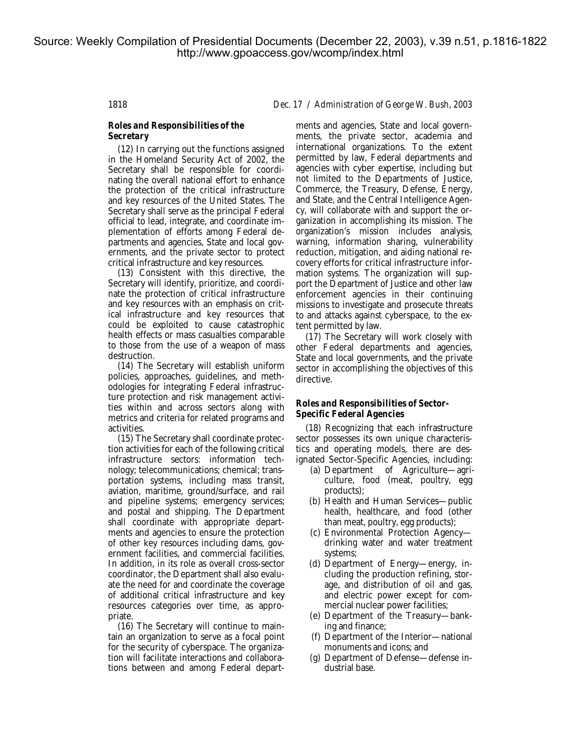### Roles and Responsibilities of the Secretary

(12) In carrying out the functions assigned in the Homeland Security Act of 2002, the Secretary shall be responsible for coordinating the overall national effort to enhance the protection of the critical infrastructure and key resources of the United States. The Secretary shall serve as the principal Federal official to lead, integrate, and coordinate implementation of efforts among Federal departments and agencies, State and local governments, and the private sector to protect critical infrastructure and key resources.

(13) Consistent with this directive, the Secretary will identify, prioritize, and coordinate the protection of critical infrastructure and key resources with an emphasis on critical infrastructure and key resources that could be exploited to cause catastrophic health effects or mass casualties comparable to those from the use of a weapon of mass destruction.

(14) The Secretary will establish uniform policies, approaches, guidelines, and methodologies for integrating Federal infrastructure protection and risk management activities within and across sectors along with metrics and criteria for related programs and activities.

(15) The Secretary shall coordinate protection activities for each of the following critical infrastructure sectors: information technology; telecommunications; chemical; transportation systems, including mass transit, aviation, maritime, ground/surface, and rail and pipeline systems; emergency services; and postal and shipping. The Department shall coordinate with appropriate departments and agencies to ensure the protection of other key resources including dams, government facilities, and commercial facilities. In addition, in its role as overall cross-sector coordinator, the Department shall also evaluate the need for and coordinate the coverage of additional critical infrastructure and key resources categories over time, as appropriate.

(16) The Secretary will continue to maintain an organization to serve as a focal point for the security of cyberspace. The organization will facilitate interactions and collaborations between and among Federal departments and agencies, State and local governments, the private sector, academia and international organizations. To the extent permitted by law, Federal departments and agencies with cyber expertise, including but not limited to the Departments of Justice, Commerce, the Treasury, Defense, Energy, and State, and the Central Intelligence Agency, will collaborate with and support the organization in accomplishing its mission. The organization's mission includes analysis, warning, information sharing, vulnerability reduction, mitigation, and aiding national recovery efforts for critical infrastructure information systems. The organization will support the Department of Justice and other law enforcement agencies in their continuing missions to investigate and prosecute threats to and attacks against cyberspace, to the extent permitted by law.

(17) The Secretary will work closely with other Federal departments and agencies, State and local governments, and the private sector in accomplishing the objectives of this directive.

### Roles and Responsibilities of Sector-Specific Federal Agencies

(18) Recognizing that each infrastructure sector possesses its own unique characteristics and operating models, there are designated Sector-Specific Agencies, including:

- (a) Department of Agriculture—agriculture, food (meat, poultry, egg products);
- (b) Health and Human Services—public health, healthcare, and food (other than meat, poultry, egg products);
- (c) Environmental Protection Agency—drinking water and water treatment systems;
- (d) Department of Energy—energy, including the production refining, storage, and distribution of oil and gas, and electric power except for commercial nuclear power facilities;
- (e) Department of the Treasury—banking and finance;
- (f) Department of the Interior—national monuments and icons; and
- (g) Department of Defense—defense industrial base.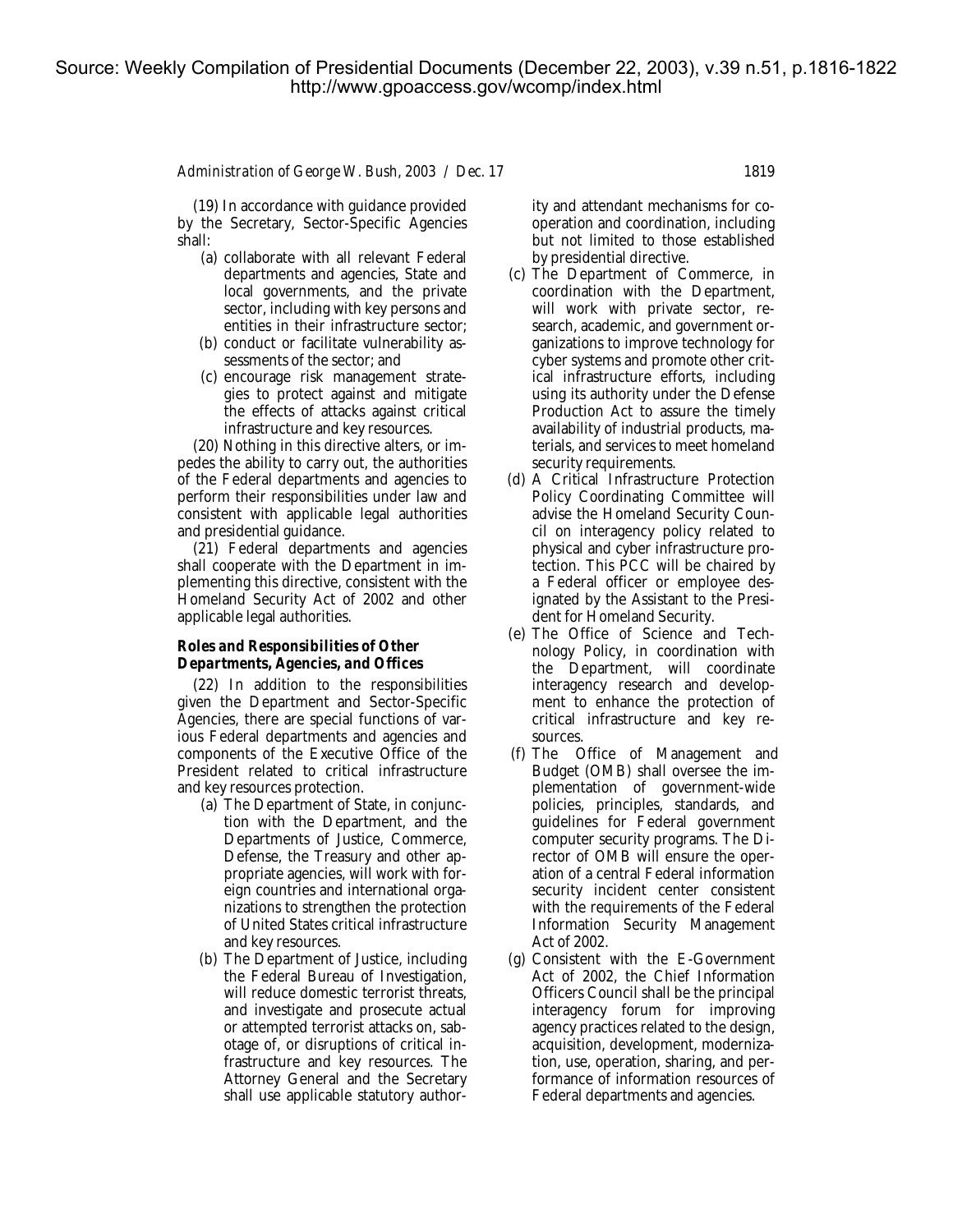(19) In accordance with guidance provided by the Secretary, Sector-Specific Agencies shall:

- (a) collaborate with all relevant Federal departments and agencies, State and local governments, and the private sector, including with key persons and entities in their infrastructure sector;
- (b) conduct or facilitate vulnerability assessments of the sector; and
- (c) encourage risk management strategies to protect against and mitigate the effects of attacks against critical infrastructure and key resources.

(20) Nothing in this directive alters, or impedes the ability to carry out, the authorities of the Federal departments and agencies to perform their responsibilities under law and consistent with applicable legal authorities and presidential guidance.

(21) Federal departments and agencies shall cooperate with the Department in implementing this directive, consistent with the Homeland Security Act of 2002 and other applicable legal authorities.

### *Roles and Responsibilities of Other Departments, Agencies, and Offices*

(22) In addition to the responsibilities given the Department and Sector-Specific Agencies, there are special functions of various Federal departments and agencies and components of the Executive Office of the President related to critical infrastructure and key resources protection.

- (a) The Department of State, in conjunction with the Department, and the Departments of Justice, Commerce, Defense, the Treasury and other appropriate agencies, will work with foreign countries and international organizations to strengthen the protection of United States critical infrastructure and key resources.
- (b) The Department of Justice, including the Federal Bureau of Investigation, will reduce domestic terrorist threats, and investigate and prosecute actual or attempted terrorist attacks on, sabotage of, or disruptions of critical infrastructure and key resources. The Attorney General and the Secretary shall use applicable statutory authority and attendant mechanisms for cooperation and coordination, including but not limited to those established by presidential directive.
- (c) The Department of Commerce, in coordination with the Department, will work with private sector, research, academic, and government organizations to improve technology for cyber systems and promote other critical infrastructure efforts, including using its authority under the Defense Production Act to assure the timely availability of industrial products, materials, and services to meet homeland security requirements.
- (d) A Critical Infrastructure Protection Policy Coordinating Committee will advise the Homeland Security Council on interagency policy related to physical and cyber infrastructure protection. This PCC will be chaired by a Federal officer or employee designated by the Assistant to the President for Homeland Security.
- (e) The Office of Science and Technology Policy, in coordination with the Department, will coordinate interagency research and development to enhance the protection of critical infrastructure and key resources.
- (f) The Office of Management and Budget (OMB) shall oversee the implementation of government-wide policies, principles, standards, and guidelines for Federal government computer security programs. The Director of OMB will ensure the operation of a central Federal information security incident center consistent with the requirements of the Federal Information Security Management Act of 2002.
- (g) Consistent with the E-Government Act of 2002, the Chief Information Officers Council shall be the principal interagency forum for improving agency practices related to the design, acquisition, development, modernization, use, operation, sharing, and performance of information resources of Federal departments and agencies.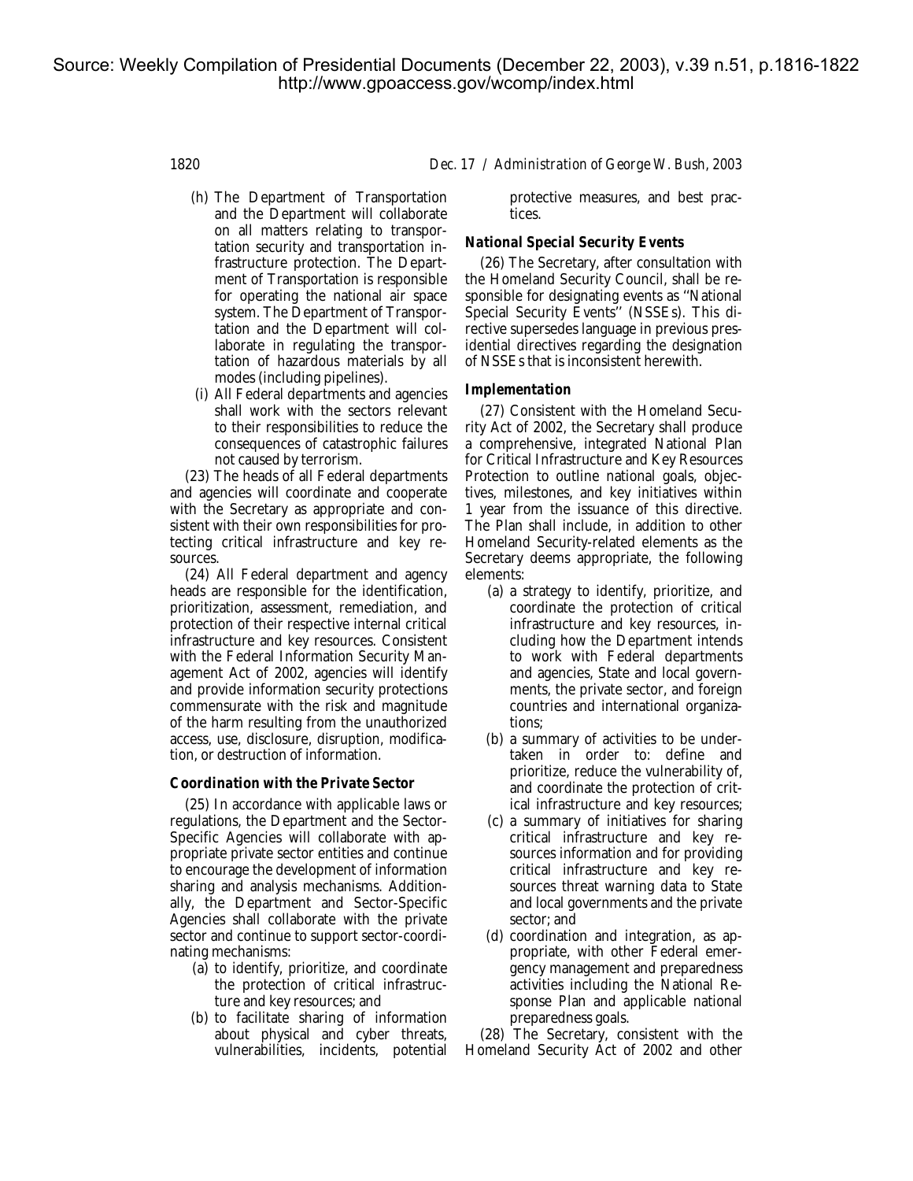(h) The Department of Transportation and the Department will collaborate on all matters relating to transportation security and transportation infrastructure protection. The Department of Transportation is responsible for operating the national air space system. The Department of Transportation and the Department will collaborate in regulating the transportation of hazardous materials by all modes (including pipelines).

(i) All Federal departments and agencies shall work with the sectors relevant to their responsibilities to reduce the consequences of catastrophic failures not caused by terrorism.

(23) The heads of all Federal departments and agencies will coordinate and cooperate with the Secretary as appropriate and consistent with their own responsibilities for protecting critical infrastructure and key resources.

(24) All Federal department and agency heads are responsible for the identification, prioritization, assessment, remediation, and protection of their respective internal critical infrastructure and key resources. Consistent with the Federal Information Security Management Act of 2002, agencies will identify and provide information security protections commensurate with the risk and magnitude of the harm resulting from the unauthorized access, use, disclosure, disruption, modification, or destruction of information.

### Coordination with the Private Sector

(25) In accordance with applicable laws or regulations, the Department and the Sector-Specific Agencies will collaborate with appropriate private sector entities and continue to encourage the development of information sharing and analysis mechanisms. Additionally, the Department and Sector-Specific Agencies shall collaborate with the private sector and continue to support sector-coordinating mechanisms:

(a) to identify, prioritize, and coordinate the protection of critical infrastructure and key resources; and

(b) to facilitate sharing of information about physical and cyber threats, vulnerabilities, incidents, potential protective measures, and best practices.

### National Special Security Events

(26) The Secretary, after consultation with the Homeland Security Council, shall be responsible for designating events as "National Special Security Events" (NSSEs). This directive supersedes language in previous presidential directives regarding the designation of NSSEs that is inconsistent herewith.

### Implementation

(27) Consistent with the Homeland Security Act of 2002, the Secretary shall produce a comprehensive, integrated National Plan for Critical Infrastructure and Key Resources Protection to outline national goals, objectives, milestones, and key initiatives within 1 year from the issuance of this directive. The Plan shall include, in addition to other Homeland Security-related elements as the Secretary deems appropriate, the following elements:

(a) a strategy to identify, prioritize, and coordinate the protection of critical infrastructure and key resources, including how the Department intends to work with Federal departments and agencies, State and local governments, the private sector, and foreign countries and international organizations;

(b) a summary of activities to be undertaken in order to: define and prioritize, reduce the vulnerability of, and coordinate the protection of critical infrastructure and key resources;

(c) a summary of initiatives for sharing critical infrastructure and key resources information and for providing critical infrastructure and key resources threat warning data to State and local governments and the private sector; and

(d) coordination and integration, as appropriate, with other Federal emergency management and preparedness activities including the National Response Plan and applicable national preparedness goals.

(28) The Secretary, consistent with the Homeland Security Act of 2002 and other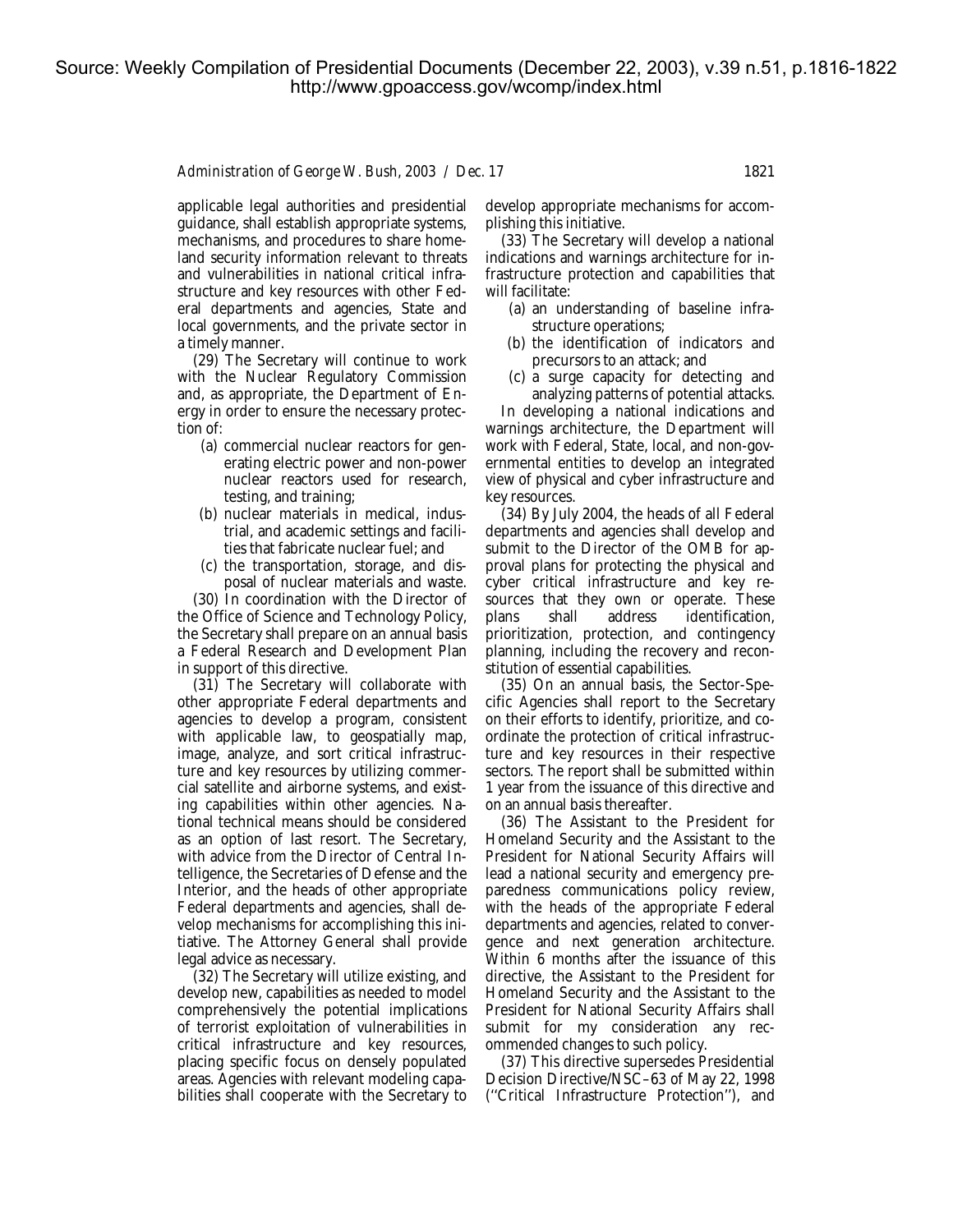applicable legal authorities and presidential guidance, shall establish appropriate systems, mechanisms, and procedures to share homeland security information relevant to threats and vulnerabilities in national critical infrastructure and key resources with other Federal departments and agencies, State and local governments, and the private sector in a timely manner.

(29) The Secretary will continue to work with the Nuclear Regulatory Commission and, as appropriate, the Department of Energy in order to ensure the necessary protection of:

- (a) commercial nuclear reactors for generating electric power and non-power nuclear reactors used for research, testing, and training;
- (b) nuclear materials in medical, industrial, and academic settings and facilities that fabricate nuclear fuel; and
- (c) the transportation, storage, and disposal of nuclear materials and waste.

(30) In coordination with the Director of the Office of Science and Technology Policy, the Secretary shall prepare on an annual basis a Federal Research and Development Plan in support of this directive.

(31) The Secretary will collaborate with other appropriate Federal departments and agencies to develop a program, consistent with applicable law, to geospatially map, image, analyze, and sort critical infrastructure and key resources by utilizing commercial satellite and airborne systems, and existing capabilities within other agencies. National technical means should be considered as an option of last resort. The Secretary, with advice from the Director of Central Intelligence, the Secretaries of Defense and the Interior, and the heads of other appropriate Federal departments and agencies, shall develop mechanisms for accomplishing this initiative. The Attorney General shall provide legal advice as necessary.

(32) The Secretary will utilize existing, and develop new, capabilities as needed to model comprehensively the potential implications of terrorist exploitation of vulnerabilities in critical infrastructure and key resources, placing specific focus on densely populated areas. Agencies with relevant modeling capabilities shall cooperate with the Secretary to develop appropriate mechanisms for accomplishing this initiative.

(33) The Secretary will develop a national indications and warnings architecture for infrastructure protection and capabilities that will facilitate:

- (a) an understanding of baseline infrastructure operations;
- (b) the identification of indicators and precursors to an attack; and
- (c) a surge capacity for detecting and analyzing patterns of potential attacks.

In developing a national indications and warnings architecture, the Department will work with Federal, State, local, and non-governmental entities to develop an integrated view of physical and cyber infrastructure and key resources.

(34) By July 2004, the heads of all Federal departments and agencies shall develop and submit to the Director of the OMB for approval plans for protecting the physical and cyber critical infrastructure and key resources that they own or operate. These plans shall address identification, prioritization, protection, and contingency planning, including the recovery and reconstitution of essential capabilities.

(35) On an annual basis, the Sector-Specific Agencies shall report to the Secretary on their efforts to identify, prioritize, and coordinate the protection of critical infrastructure and key resources in their respective sectors. The report shall be submitted within 1 year from the issuance of this directive and on an annual basis thereafter.

(36) The Assistant to the President for Homeland Security and the Assistant to the President for National Security Affairs will lead a national security and emergency preparedness communications policy review, with the heads of the appropriate Federal departments and agencies, related to convergence and next generation architecture. Within 6 months after the issuance of this directive, the Assistant to the President for Homeland Security and the Assistant to the President for National Security Affairs shall submit for my consideration any recommended changes to such policy.

(37) This directive supersedes Presidential Decision Directive/NSC–63 of May 22, 1998 (''Critical Infrastructure Protection''), and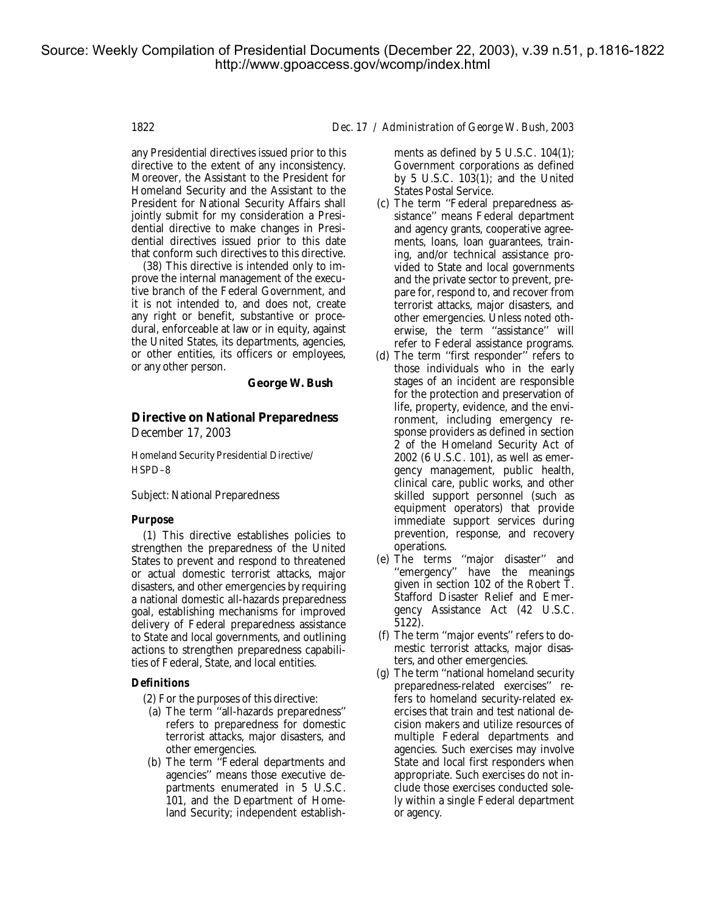any Presidential directives issued prior to this directive to the extent of any inconsistency. Moreover, the Assistant to the President for Homeland Security and the Assistant to the President for National Security Affairs shall jointly submit for my consideration a Presidential directive to make changes in Presidential directives issued prior to this date that conform such directives to this directive.

(38) This directive is intended only to improve the internal management of the executive branch of the Federal Government, and it is not intended to, and does not, create any right or benefit, substantive or procedural, enforceable at law or in equity, against the United States, its departments, agencies, or other entities, its officers or employees, or any other person.

**George W. Bush**

## Directive on National Preparedness

*December 17, 2003*

Homeland Security Presidential Directive/ HSPD–8

Subject: National Preparedness

### Purpose

(1) This directive establishes policies to strengthen the preparedness of the United States to prevent and respond to threatened or actual domestic terrorist attacks, major disasters, and other emergencies by requiring a national domestic all-hazards preparedness goal, establishing mechanisms for improved delivery of Federal preparedness assistance to State and local governments, and outlining actions to strengthen preparedness capabilities of Federal, State, and local entities.

### Definitions

(2) For the purposes of this directive:

(a) The term ''all-hazards preparedness'' refers to preparedness for domestic terrorist attacks, major disasters, and other emergencies.

(b) The term ''Federal departments and agencies'' means those executive departments enumerated in 5 U.S.C. 101, and the Department of Homeland Security; independent establishments as defined by 5 U.S.C. 104(1); Government corporations as defined by 5 U.S.C. 103(1); and the United States Postal Service.

(c) The term ''Federal preparedness assistance'' means Federal department and agency grants, cooperative agreements, loans, loan guarantees, training, and/or technical assistance provided to State and local governments and the private sector to prevent, prepare for, respond to, and recover from terrorist attacks, major disasters, and other emergencies. Unless noted otherwise, the term ''assistance'' will refer to Federal assistance programs.

(d) The term ''first responder'' refers to those individuals who in the early stages of an incident are responsible for the protection and preservation of life, property, evidence, and the environment, including emergency response providers as defined in section 2 of the Homeland Security Act of 2002 (6 U.S.C. 101), as well as emergency management, public health, clinical care, public works, and other skilled support personnel (such as equipment operators) that provide immediate support services during prevention, response, and recovery operations.

(e) The terms ''major disaster'' and ''emergency'' have the meanings given in section 102 of the Robert T. Stafford Disaster Relief and Emergency Assistance Act (42 U.S.C. 5122).

(f) The term ''major events'' refers to domestic terrorist attacks, major disasters, and other emergencies.

(g) The term ''national homeland security preparedness-related exercises'' refers to homeland security-related exercises that train and test national decision makers and utilize resources of multiple Federal departments and agencies. Such exercises may involve State and local first responders when appropriate. Such exercises do not include those exercises conducted solely within a single Federal department or agency.